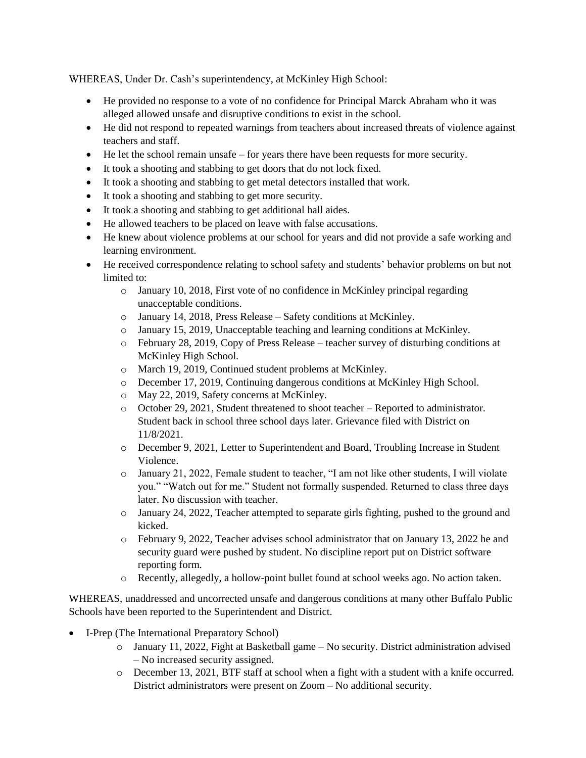WHEREAS, Under Dr. Cash's superintendency, at McKinley High School:

- He provided no response to a vote of no confidence for Principal Marck Abraham who it was alleged allowed unsafe and disruptive conditions to exist in the school.
- He did not respond to repeated warnings from teachers about increased threats of violence against teachers and staff.
- He let the school remain unsafe – for years there have been requests for more security.
- It took a shooting and stabbing to get doors that do not lock fixed.
- It took a shooting and stabbing to get metal detectors installed that work.
- It took a shooting and stabbing to get more security.
- It took a shooting and stabbing to get additional hall aides.
- He allowed teachers to be placed on leave with false accusations.
- He knew about violence problems at our school for years and did not provide a safe working and learning environment.
- He received correspondence relating to school safety and students' behavior problems on but not limited to:
    - January 10, 2018, First vote of no confidence in McKinley principal regarding unacceptable conditions.
    - January 14, 2018, Press Release – Safety conditions at McKinley.
    - January 15, 2019, Unacceptable teaching and learning conditions at McKinley.
    - February 28, 2019, Copy of Press Release – teacher survey of disturbing conditions at McKinley High School.
    - March 19, 2019, Continued student problems at McKinley.
    - December 17, 2019, Continuing dangerous conditions at McKinley High School.
    - May 22, 2019, Safety concerns at McKinley.
    - October 29, 2021, Student threatened to shoot teacher – Reported to administrator. Student back in school three school days later. Grievance filed with District on 11/8/2021.
    - December 9, 2021, Letter to Superintendent and Board, Troubling Increase in Student Violence.
    - January 21, 2022, Female student to teacher, "I am not like other students, I will violate you." "Watch out for me." Student not formally suspended. Returned to class three days later. No discussion with teacher.
    - January 24, 2022, Teacher attempted to separate girls fighting, pushed to the ground and kicked.
    - February 9, 2022, Teacher advises school administrator that on January 13, 2022 he and security guard were pushed by student. No discipline report put on District software reporting form.
    - Recently, allegedly, a hollow-point bullet found at school weeks ago. No action taken.

WHEREAS, unaddressed and uncorrected unsafe and dangerous conditions at many other Buffalo Public Schools have been reported to the Superintendent and District.

- I-Prep (The International Preparatory School)
    - January 11, 2022, Fight at Basketball game – No security. District administration advised – No increased security assigned.
    - December 13, 2021, BTF staff at school when a fight with a student with a knife occurred. District administrators were present on Zoom – No additional security.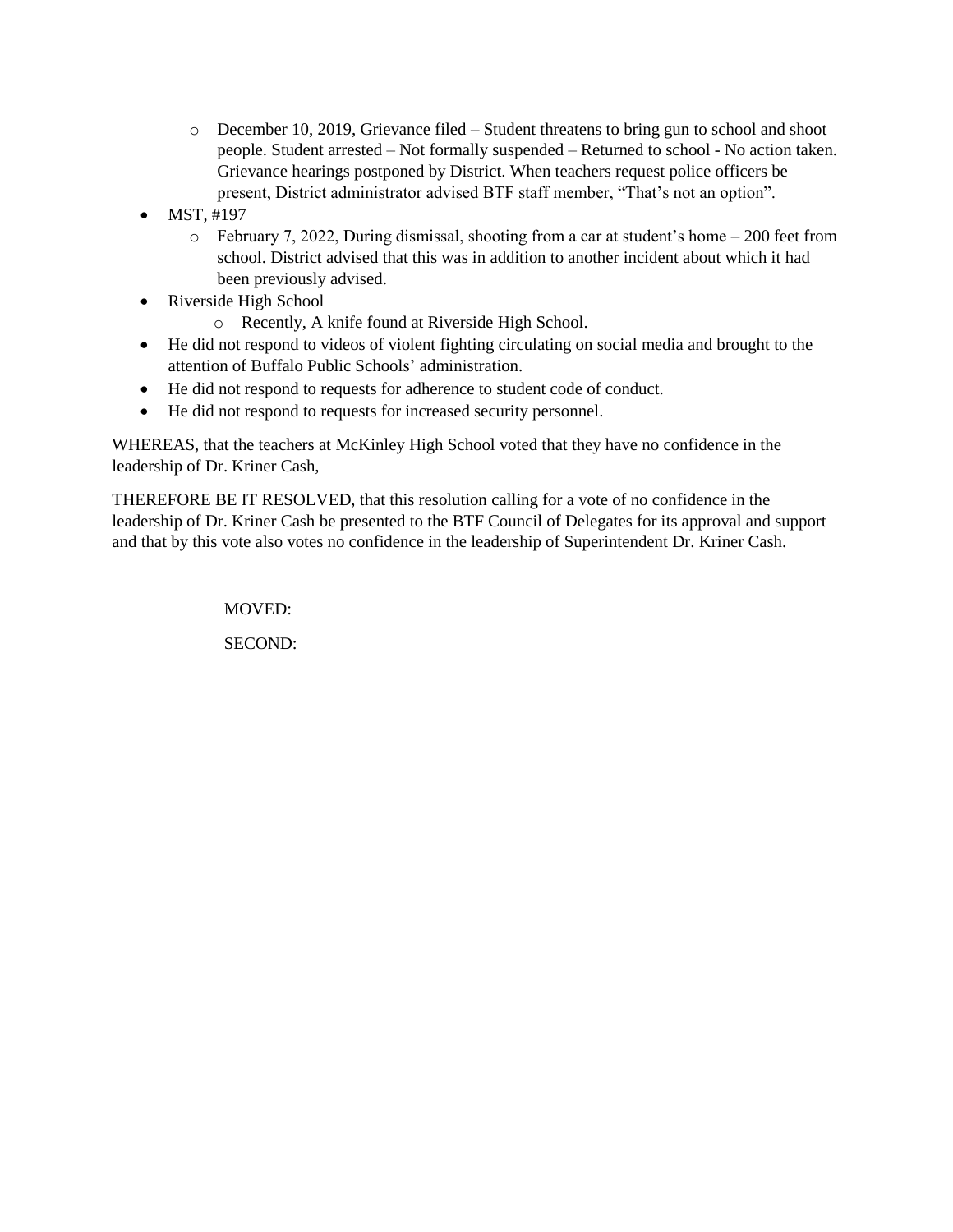- December 10, 2019, Grievance filed – Student threatens to bring gun to school and shoot people. Student arrested – Not formally suspended – Returned to school - No action taken. Grievance hearings postponed by District. When teachers request police officers be present, District administrator advised BTF staff member, "That's not an option".
- MST, #197
  - February 7, 2022, During dismissal, shooting from a car at student's home – 200 feet from school. District advised that this was in addition to another incident about which it had been previously advised.
- Riverside High School
  - Recently, A knife found at Riverside High School.
- He did not respond to videos of violent fighting circulating on social media and brought to the attention of Buffalo Public Schools' administration.
- He did not respond to requests for adherence to student code of conduct.
- He did not respond to requests for increased security personnel.

WHEREAS, that the teachers at McKinley High School voted that they have no confidence in the leadership of Dr. Kriner Cash,

THEREFORE BE IT RESOLVED, that this resolution calling for a vote of no confidence in the leadership of Dr. Kriner Cash be presented to the BTF Council of Delegates for its approval and support and that by this vote also votes no confidence in the leadership of Superintendent Dr. Kriner Cash.

MOVED:

SECOND: